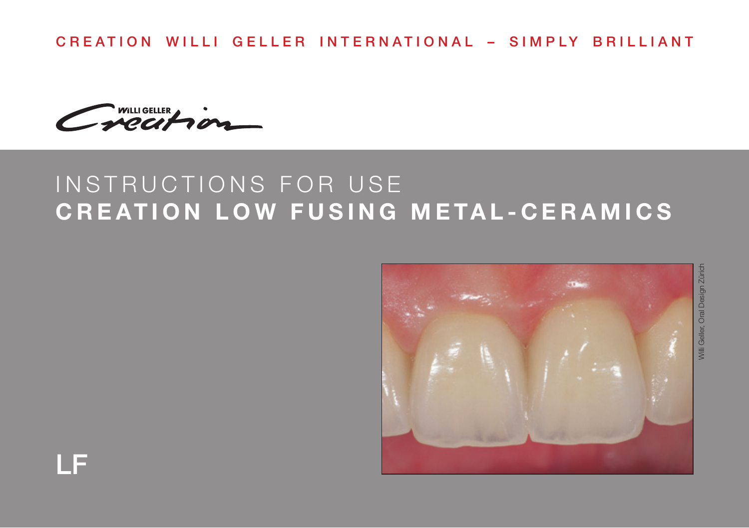CREATION WILLI GELLER INTERNATIONAL – SIMPLY BRILLIANT

WILLI GELLER Creation

# INSTRUCTIONS FOR USE
# **CREATION LOW FUSING METAL-CERAMICS**

Willi Geller, Oral Design Zürich

LF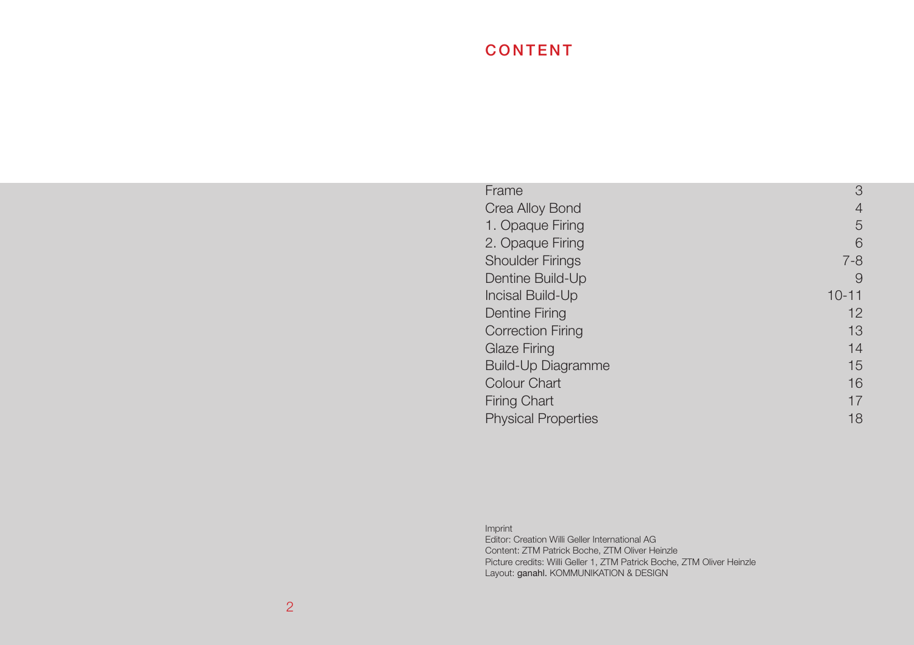# CONTENT

| | |
|---|---|
| Frame | 3 |
| Crea Alloy Bond | 4 |
| 1. Opaque Firing | 5 |
| 2. Opaque Firing | 6 |
| Shoulder Firings | 7-8 |
| Dentine Build-Up | 9 |
| Incisal Build-Up | 10-11 |
| Dentine Firing | 12 |
| Correction Firing | 13 |
| Glaze Firing | 14 |
| Build-Up Diagramme | 15 |
| Colour Chart | 16 |
| Firing Chart | 17 |
| Physical Properties | 18 |

Imprint
Editor: Creation Willi Geller International AG
Content: ZTM Patrick Boche, ZTM Oliver Heinzle
Picture credits: Willi Geller 1, ZTM Patrick Boche, ZTM Oliver Heinzle
Layout: ganahl. KOMMUNIKATION & DESIGN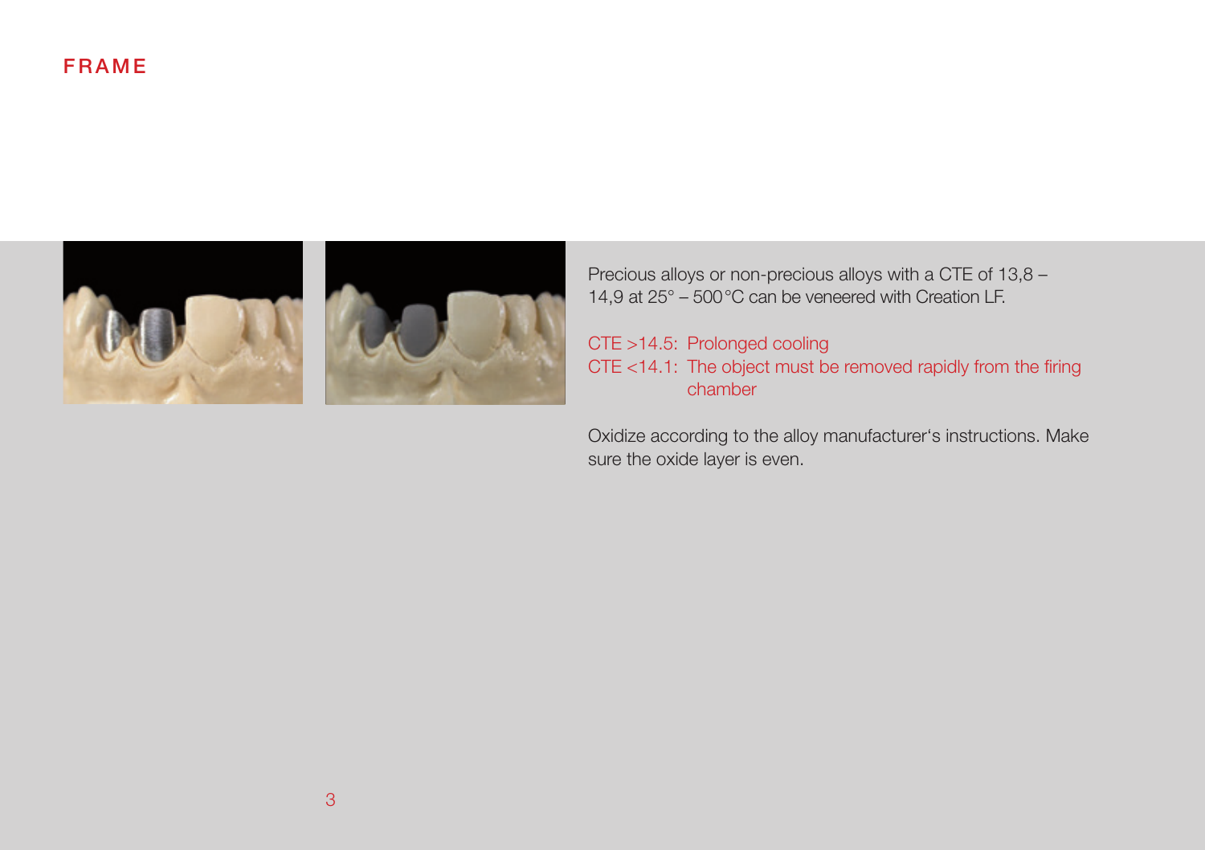# FRAME

Precious alloys or non-precious alloys with a CTE of 13,8 – 14,9 at 25° – 500 °C can be veneered with Creation LF.

CTE >14.5: Prolonged cooling
CTE <14.1: The object must be removed rapidly from the firing chamber

Oxidize according to the alloy manufacturer's instructions. Make sure the oxide layer is even.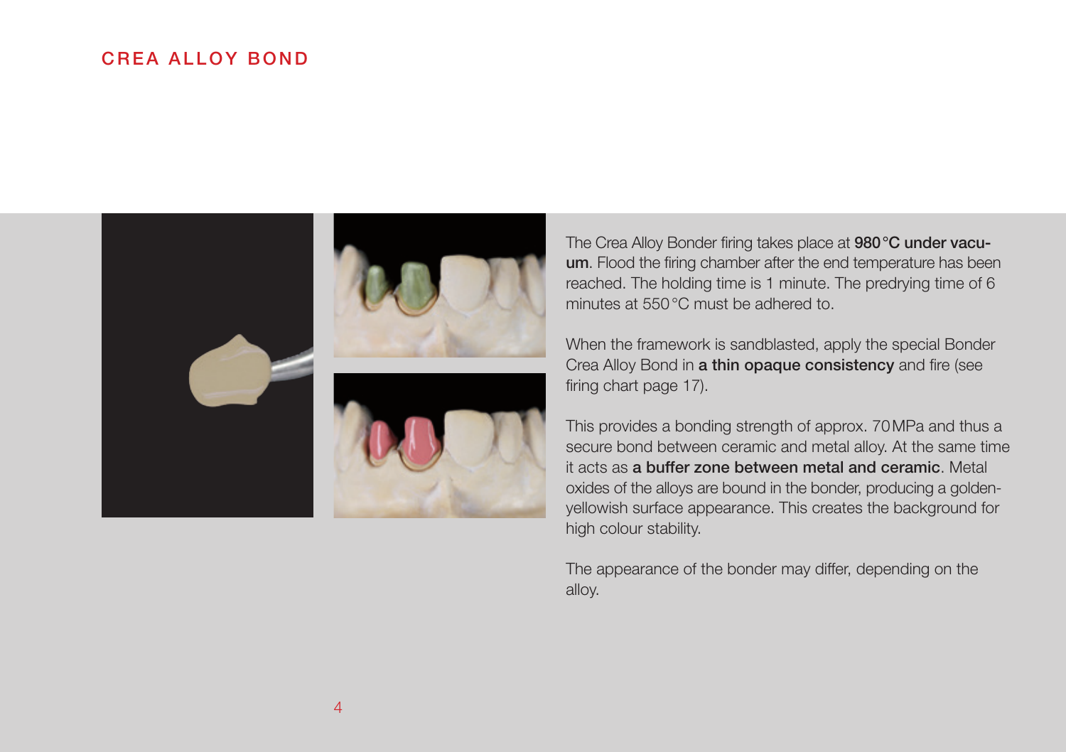# CREA ALLOY BOND

The Crea Alloy Bonder firing takes place at **980 °C under vacuum**. Flood the firing chamber after the end temperature has been reached. The holding time is 1 minute. The predrying time of 6 minutes at 550 °C must be adhered to.

When the framework is sandblasted, apply the special Bonder Crea Alloy Bond in **a thin opaque consistency** and fire (see firing chart page 17).

This provides a bonding strength of approx. 70 MPa and thus a secure bond between ceramic and metal alloy. At the same time it acts as **a buffer zone between metal and ceramic**. Metal oxides of the alloys are bound in the bonder, producing a golden-yellowish surface appearance. This creates the background for high colour stability.

The appearance of the bonder may differ, depending on the alloy.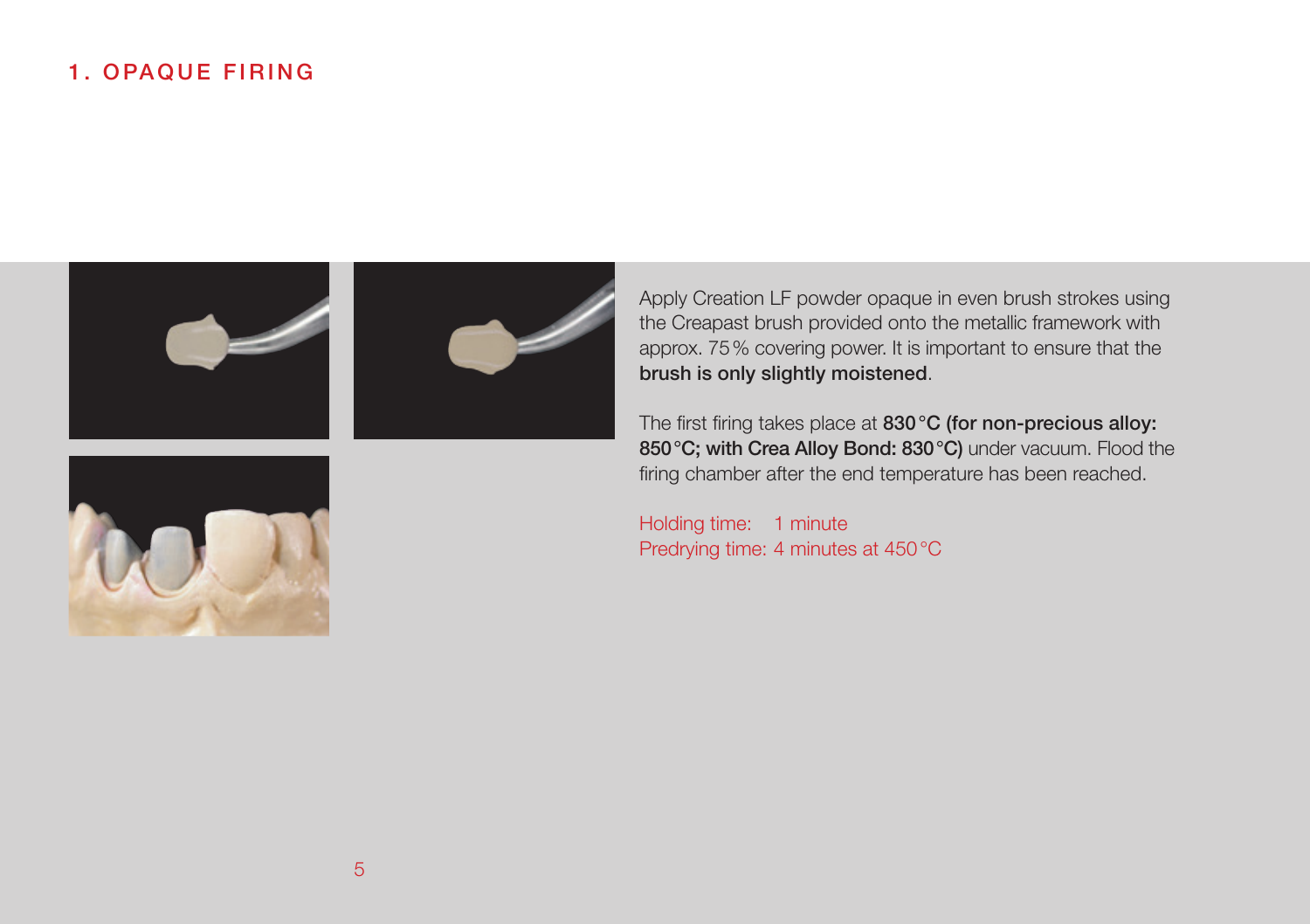# 1. OPAQUE FIRING

Apply Creation LF powder opaque in even brush strokes using the Creapast brush provided onto the metallic framework with approx. 75 % covering power. It is important to ensure that the **brush is only slightly moistened**.

The first firing takes place at **830 °C (for non-precious alloy: 850 °C; with Crea Alloy Bond: 830 °C)** under vacuum. Flood the firing chamber after the end temperature has been reached.

Holding time: 1 minute
Predrying time: 4 minutes at 450 °C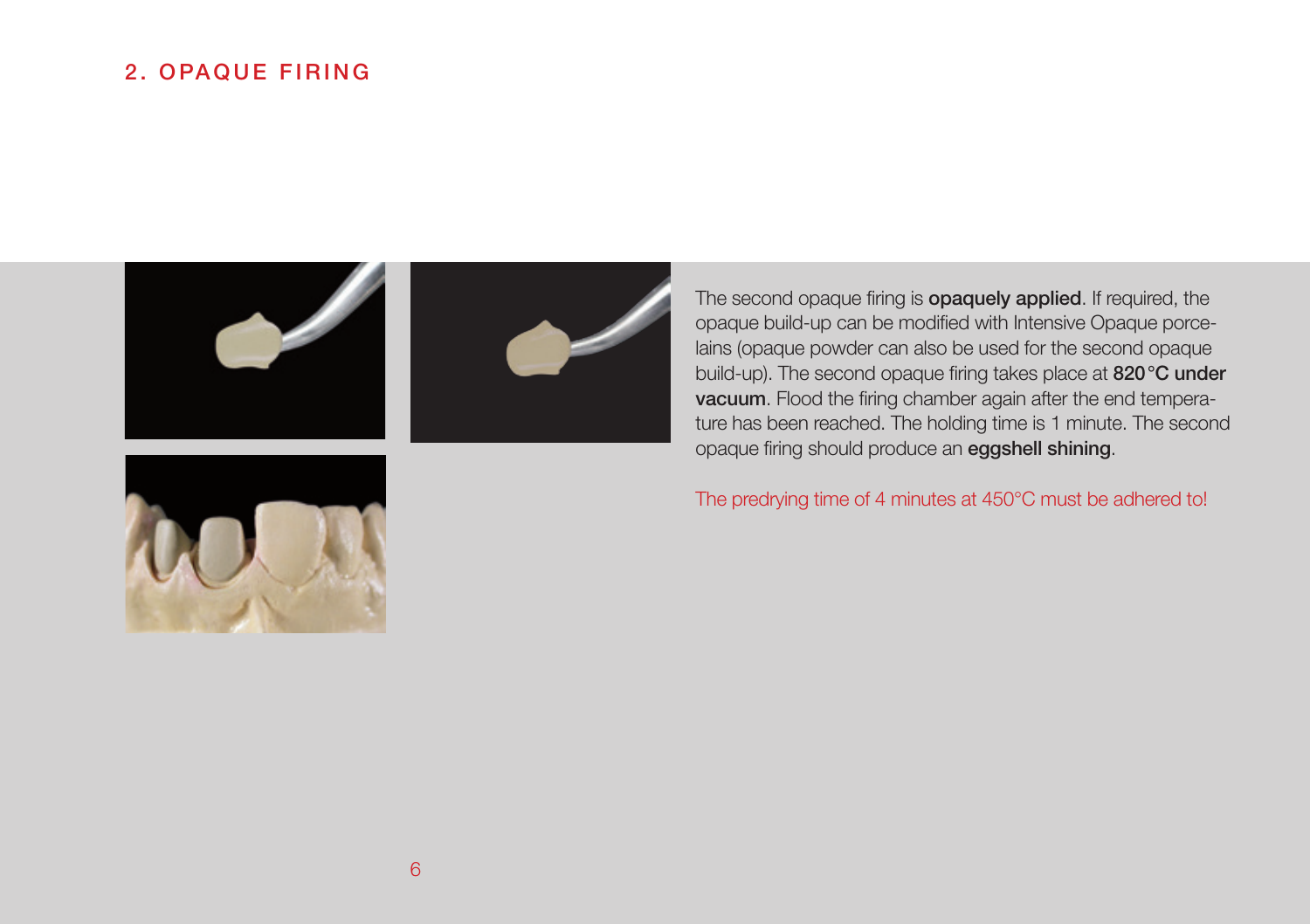## 2. OPAQUE FIRING

The second opaque firing is **opaquely applied**. If required, the opaque build-up can be modified with Intensive Opaque porcelains (opaque powder can also be used for the second opaque build-up). The second opaque firing takes place at **820 °C under vacuum**. Flood the firing chamber again after the end temperature has been reached. The holding time is 1 minute. The second opaque firing should produce an **eggshell shining**.

The predrying time of 4 minutes at 450°C must be adhered to!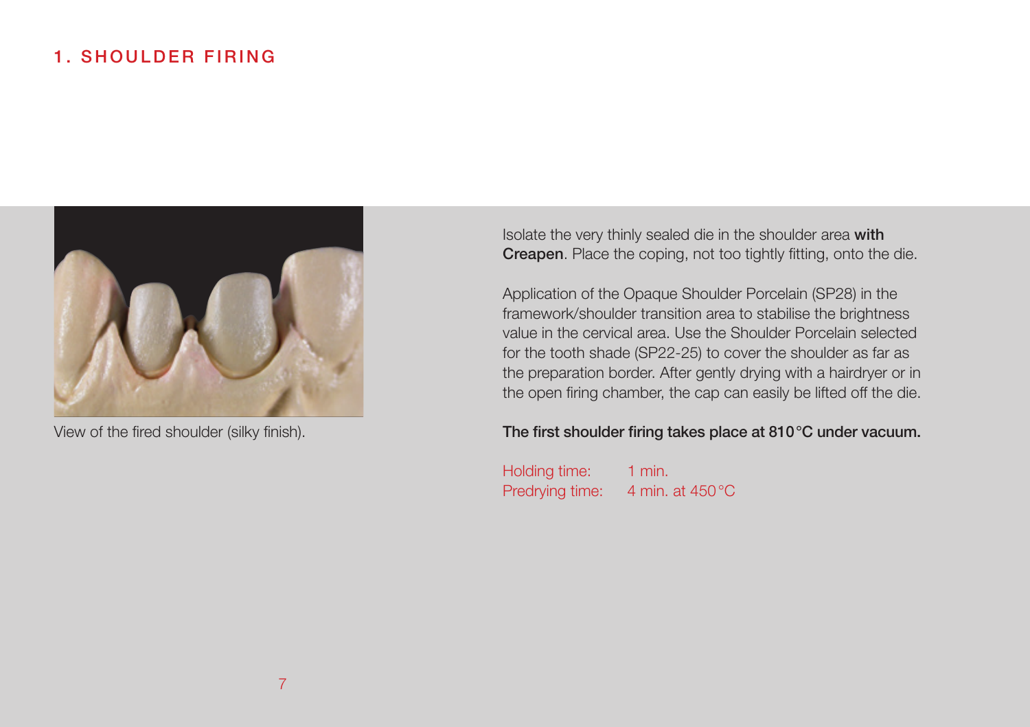# 1. SHOULDER FIRING

View of the fired shoulder (silky finish).

Isolate the very thinly sealed die in the shoulder area **with Creapen**. Place the coping, not too tightly fitting, onto the die.

Application of the Opaque Shoulder Porcelain (SP28) in the framework/shoulder transition area to stabilise the brightness value in the cervical area. Use the Shoulder Porcelain selected for the tooth shade (SP22-25) to cover the shoulder as far as the preparation border. After gently drying with a hairdryer or in the open firing chamber, the cap can easily be lifted off the die.

**The first shoulder firing takes place at 810 °C under vacuum.**

Holding time: 1 min.
Predrying time: 4 min. at 450 °C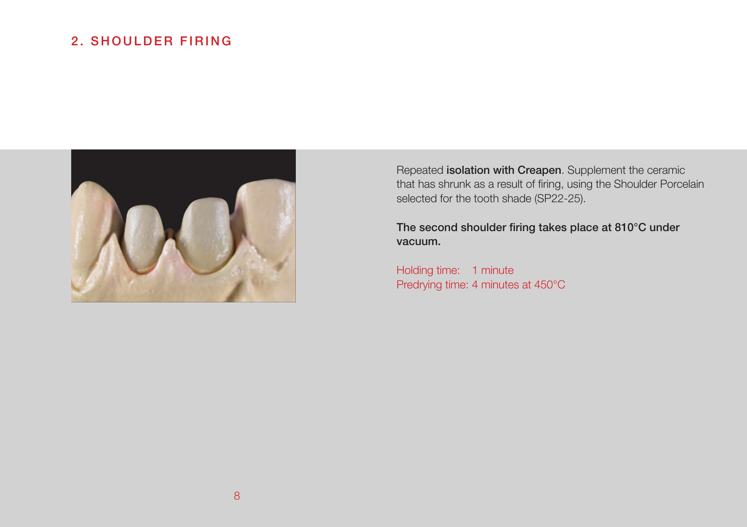## 2. SHOULDER FIRING

Repeated **isolation with Creapen**. Supplement the ceramic that has shrunk as a result of firing, using the Shoulder Porcelain selected for the tooth shade (SP22-25).

**The second shoulder firing takes place at 810°C under vacuum.**

Holding time: 1 minute
Predrying time: 4 minutes at 450°C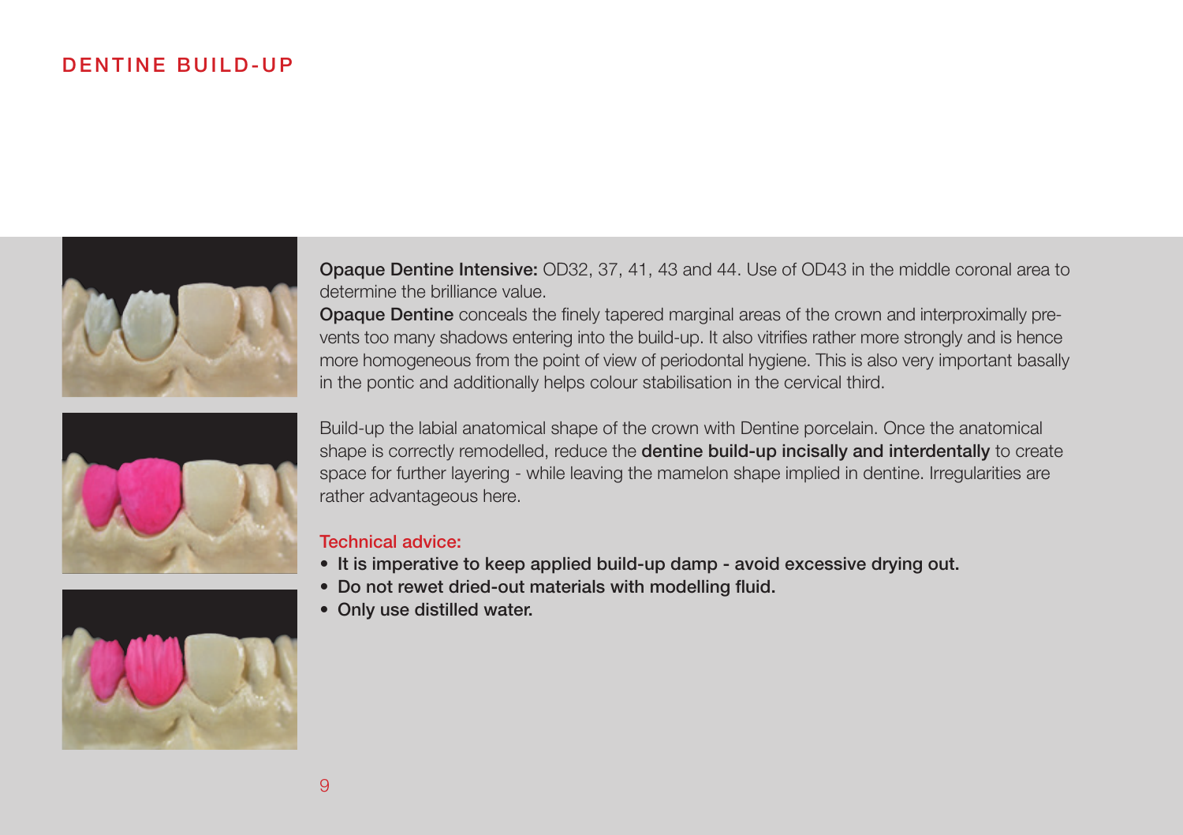# DENTINE BUILD-UP

**Opaque Dentine Intensive:** OD32, 37, 41, 43 and 44. Use of OD43 in the middle coronal area to determine the brilliance value.
**Opaque Dentine** conceals the finely tapered marginal areas of the crown and interproximally prevents too many shadows entering into the build-up. It also vitrifies rather more strongly and is hence more homogeneous from the point of view of periodontal hygiene. This is also very important basally in the pontic and additionally helps colour stabilisation in the cervical third.

Build-up the labial anatomical shape of the crown with Dentine porcelain. Once the anatomical shape is correctly remodelled, reduce the **dentine build-up incisally and interdentally** to create space for further layering - while leaving the mamelon shape implied in dentine. Irregularities are rather advantageous here.

Technical advice:

- **It is imperative to keep applied build-up damp - avoid excessive drying out.**
- **Do not rewet dried-out materials with modelling fluid.**
- **Only use distilled water.**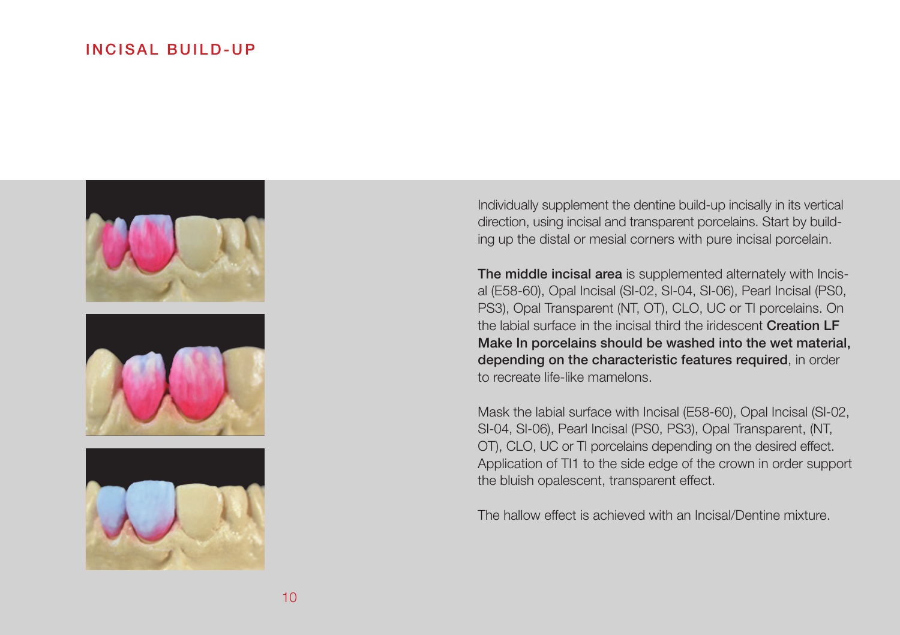# INCISAL BUILD-UP

Individually supplement the dentine build-up incisally in its vertical direction, using incisal and transparent porcelains. Start by building up the distal or mesial corners with pure incisal porcelain.

**The middle incisal area** is supplemented alternately with Incisal (E58-60), Opal Incisal (SI-02, SI-04, SI-06), Pearl Incisal (PS0, PS3), Opal Transparent (NT, OT), CLO, UC or TI porcelains. On the labial surface in the incisal third the iridescent **Creation LF Make In porcelains should be washed into the wet material, depending on the characteristic features required**, in order to recreate life-like mamelons.

Mask the labial surface with Incisal (E58-60), Opal Incisal (SI-02, SI-04, SI-06), Pearl Incisal (PS0, PS3), Opal Transparent, (NT, OT), CLO, UC or TI porcelains depending on the desired effect. Application of TI1 to the side edge of the crown in order support the bluish opalescent, transparent effect.

The hallow effect is achieved with an Incisal/Dentine mixture.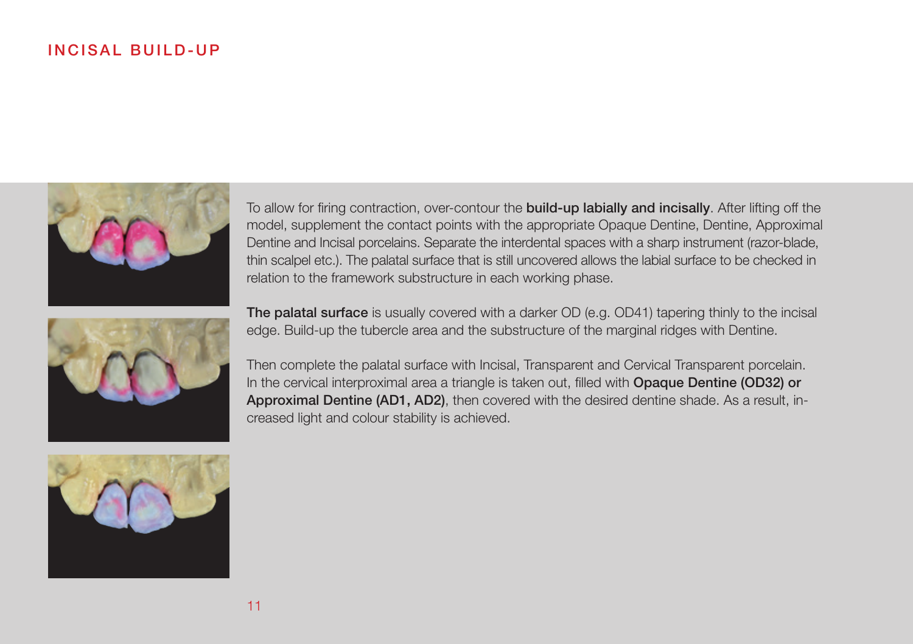# INCISAL BUILD-UP

To allow for firing contraction, over-contour the **build-up labially and incisally**. After lifting off the model, supplement the contact points with the appropriate Opaque Dentine, Dentine, Approximal Dentine and Incisal porcelains. Separate the interdental spaces with a sharp instrument (razor-blade, thin scalpel etc.). The palatal surface that is still uncovered allows the labial surface to be checked in relation to the framework substructure in each working phase.

**The palatal surface** is usually covered with a darker OD (e.g. OD41) tapering thinly to the incisal edge. Build-up the tubercle area and the substructure of the marginal ridges with Dentine.

Then complete the palatal surface with Incisal, Transparent and Cervical Transparent porcelain. In the cervical interproximal area a triangle is taken out, filled with **Opaque Dentine (OD32) or Approximal Dentine (AD1, AD2)**, then covered with the desired dentine shade. As a result, increased light and colour stability is achieved.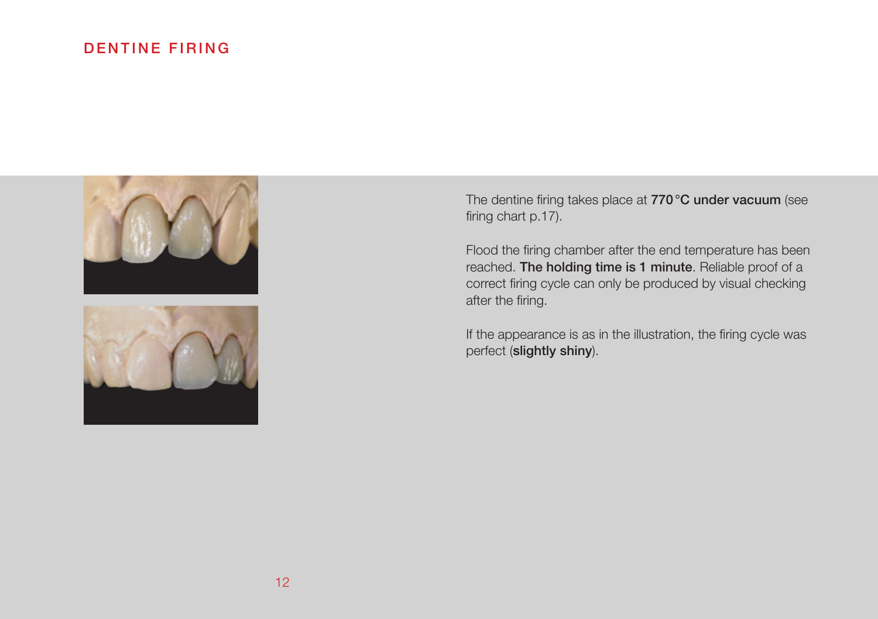# DENTINE FIRING

The dentine firing takes place at **770 °C under vacuum** (see firing chart p.17).

Flood the firing chamber after the end temperature has been reached. **The holding time is 1 minute**. Reliable proof of a correct firing cycle can only be produced by visual checking after the firing.

If the appearance is as in the illustration, the firing cycle was perfect (**slightly shiny**).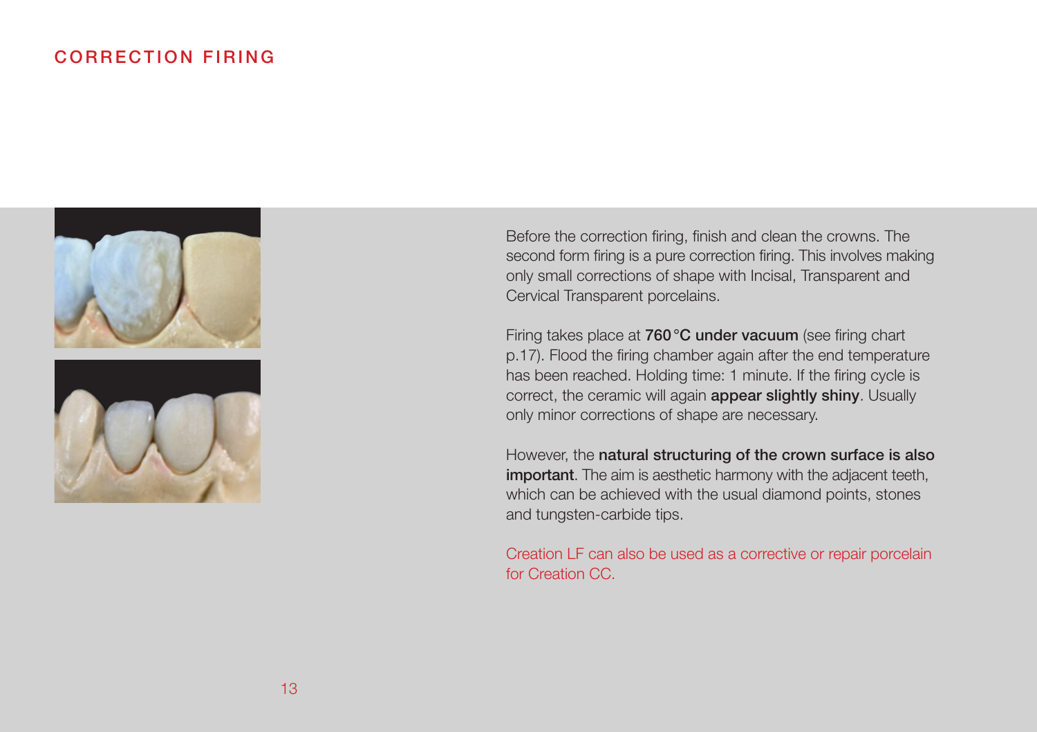# CORRECTION FIRING

Before the correction firing, finish and clean the crowns. The second form firing is a pure correction firing. This involves making only small corrections of shape with Incisal, Transparent and Cervical Transparent porcelains.

Firing takes place at **760 °C under vacuum** (see firing chart p.17). Flood the firing chamber again after the end temperature has been reached. Holding time: 1 minute. If the firing cycle is correct, the ceramic will again **appear slightly shiny**. Usually only minor corrections of shape are necessary.

However, the **natural structuring of the crown surface is also important**. The aim is aesthetic harmony with the adjacent teeth, which can be achieved with the usual diamond points, stones and tungsten-carbide tips.

Creation LF can also be used as a corrective or repair porcelain for Creation CC.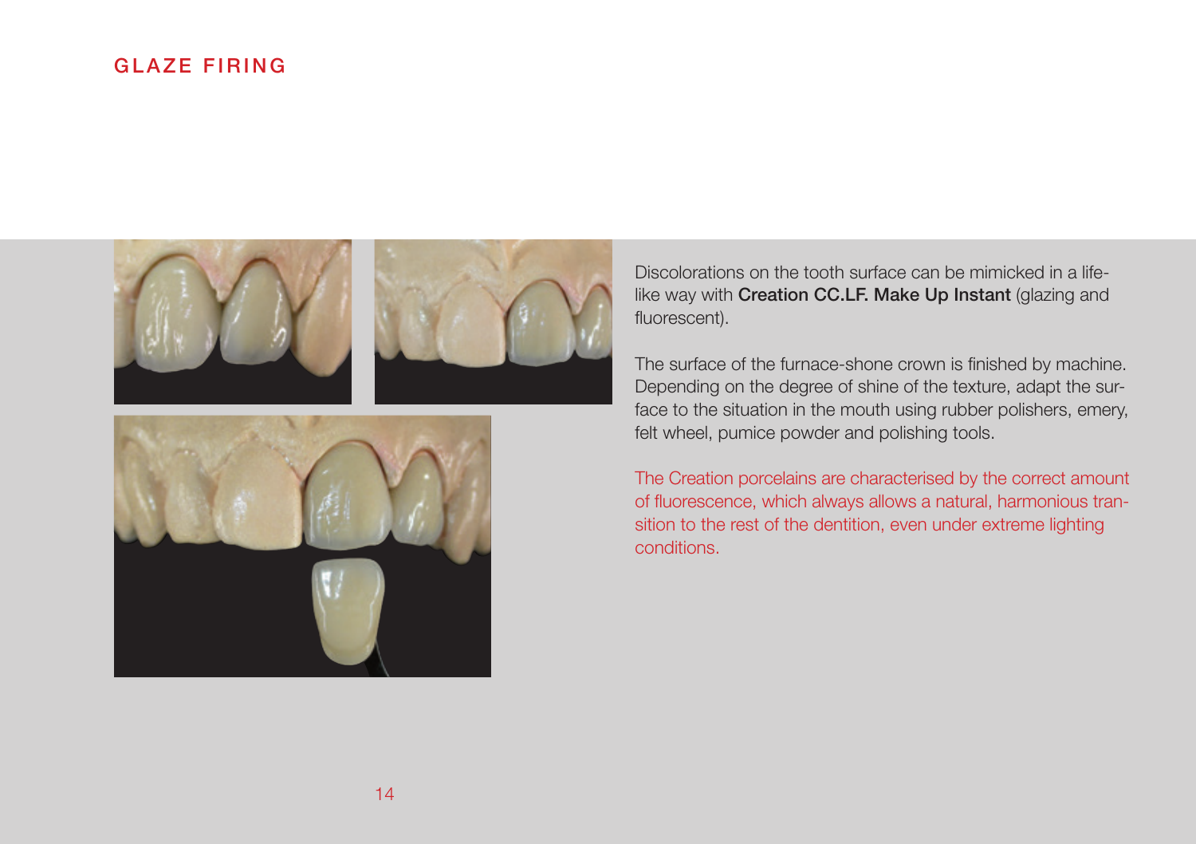# GLAZE FIRING

Discolorations on the tooth surface can be mimicked in a life-like way with **Creation CC.LF. Make Up Instant** (glazing and fluorescent).

The surface of the furnace-shone crown is finished by machine. Depending on the degree of shine of the texture, adapt the surface to the situation in the mouth using rubber polishers, emery, felt wheel, pumice powder and polishing tools.

The Creation porcelains are characterised by the correct amount of fluorescence, which always allows a natural, harmonious transition to the rest of the dentition, even under extreme lighting conditions.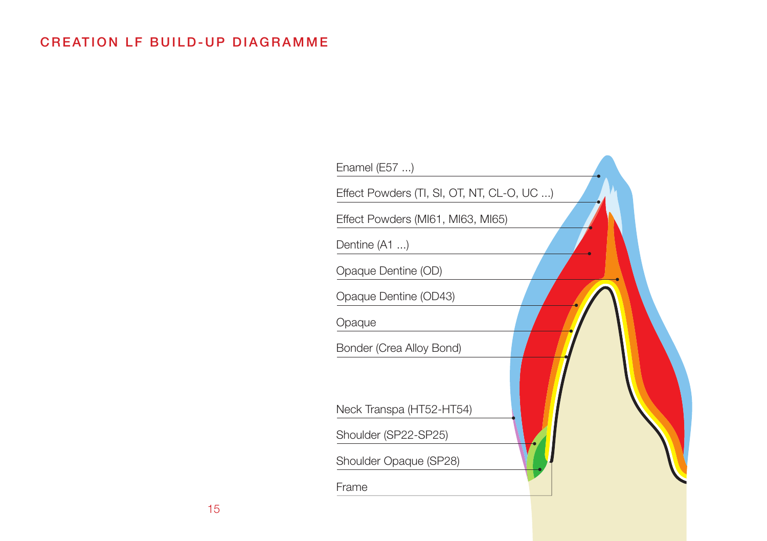# CREATION LF BUILD-UP DIAGRAMME

- Enamel (E57 ...)
- Effect Powders (TI, SI, OT, NT, CL-O, UC ...)
- Effect Powders (MI61, MI63, MI65)
- Dentine (A1 ...)
- Opaque Dentine (OD)
- Opaque Dentine (OD43)
- Opaque
- Bonder (Crea Alloy Bond)
- Neck Transpa (HT52-HT54)
- Shoulder (SP22-SP25)
- Shoulder Opaque (SP28)
- Frame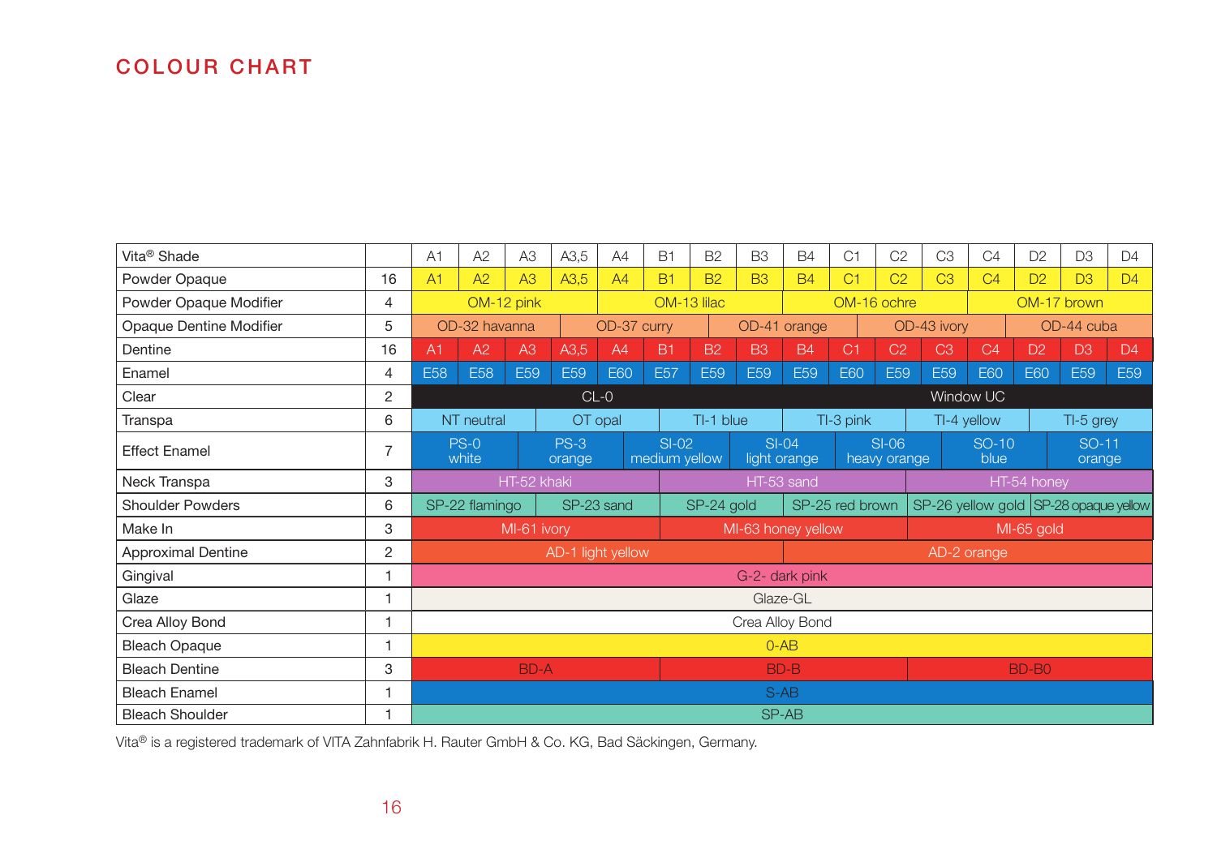# COLOUR CHART

| Vita® Shade | | A1 | A2 | A3 | A3,5 | A4 | B1 | B2 | B3 | B4 | C1 | C2 | C3 | C4 | D2 | D3 | D4 |
|---|---|---|---|---|---|---|---|---|---|---|---|---|---|---|---|---|---|
| Powder Opaque | 16 | A1 | A2 | A3 | A3,5 | A4 | B1 | B2 | B3 | B4 | C1 | C2 | C3 | C4 | D2 | D3 | D4 |
| Powder Opaque Modifier | 4 | OM-12 pink | | | | OM-13 lilac | | | | OM-16 ochre | | | | OM-17 brown | | | |
| Opaque Dentine Modifier | 5 | OD-32 havanna | | | OD-37 curry | | | OD-41 orange | | | OD-43 ivory | | | OD-44 cuba | | | |
| Dentine | 16 | A1 | A2 | A3 | A3,5 | A4 | B1 | B2 | B3 | B4 | C1 | C2 | C3 | C4 | D2 | D3 | D4 |
| Enamel | 4 | E58 | E58 | E59 | E59 | E60 | E57 | E59 | E59 | E59 | E60 | E59 | E59 | E60 | E60 | E59 | E59 |
| Clear | 2 | CL-0 | | | | | | | | Window UC | | | | | | | |
| Transpa | 6 | NT neutral | | | OT opal | | | TI-1 blue | | | TI-3 pink | | | TI-4 yellow | | TI-5 grey | |
| Effect Enamel | 7 | PS-0 white | | PS-3 orange | | SI-02 medium yellow | | SI-04 light orange | | SI-06 heavy orange | | SO-10 blue | | SO-11 orange | | | |
| Neck Transpa | 3 | HT-52 khaki | | | | | HT-53 sand | | | | | HT-54 honey | | | | | |
| Shoulder Powders | 6 | SP-22 flamingo | | | SP-23 sand | | | SP-24 gold | | | SP-25 red brown | | | SP-26 yellow gold | | SP-28 opaque yellow | |
| Make In | 3 | MI-61 ivory | | | | | MI-63 honey yellow | | | | | MI-65 gold | | | | | |
| Approximal Dentine | 2 | AD-1 light yellow | | | | | | | | AD-2 orange | | | | | | | |
| Gingival | 1 | G-2- dark pink | | | | | | | | | | | | | | | |
| Glaze | 1 | Glaze-GL | | | | | | | | | | | | | | | |
| Crea Alloy Bond | 1 | Crea Alloy Bond | | | | | | | | | | | | | | | |
| Bleach Opaque | 1 | 0-AB | | | | | | | | | | | | | | | |
| Bleach Dentine | 3 | BD-A | | | | | BD-B | | | | | BD-B0 | | | | | |
| Bleach Enamel | 1 | S-AB | | | | | | | | | | | | | | | |
| Bleach Shoulder | 1 | SP-AB | | | | | | | | | | | | | | | |

Vita® is a registered trademark of VITA Zahnfabrik H. Rauter GmbH & Co. KG, Bad Säckingen, Germany.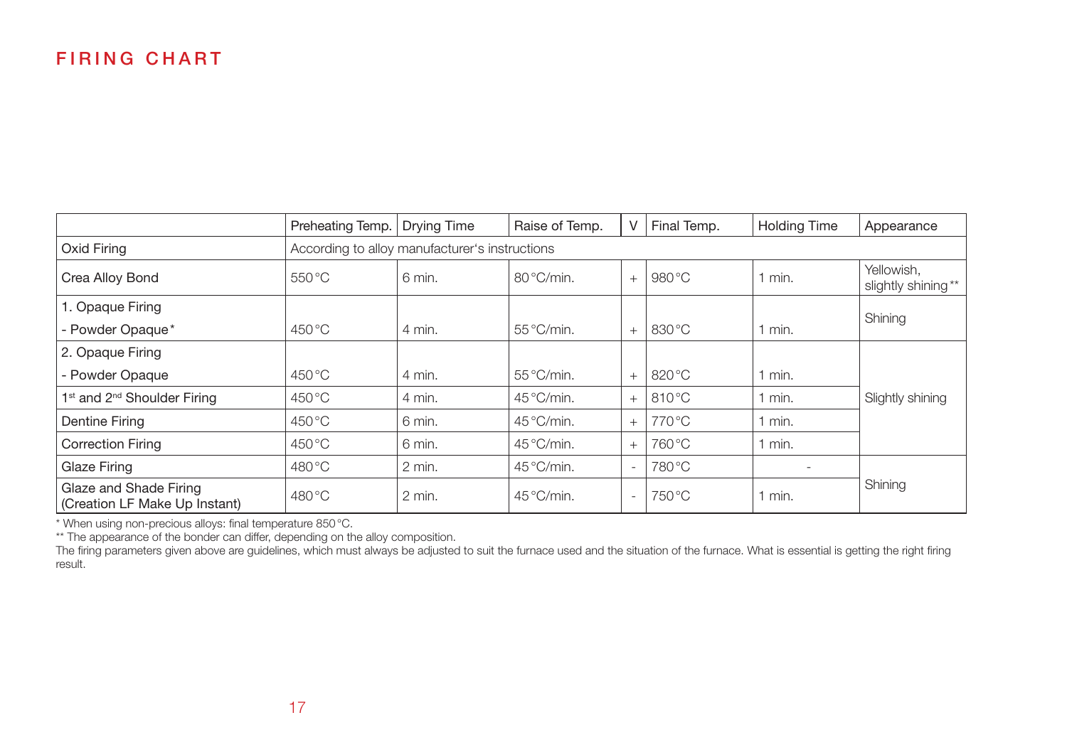# FIRING CHART

| | Preheating Temp. | Drying Time | Raise of Temp. | V | Final Temp. | Holding Time | Appearance |
|---|---|---|---|---|---|---|---|
| Oxid Firing | According to alloy manufacturer's instructions | | | | | | |
| Crea Alloy Bond | 550 °C | 6 min. | 80 °C/min. | + | 980 °C | 1 min. | Yellowish, slightly shining** |
| 1. Opaque Firing<br>- Powder Opaque* | 450 °C | 4 min. | 55 °C/min. | + | 830 °C | 1 min. | Shining |
| 2. Opaque Firing<br>- Powder Opaque | 450 °C | 4 min. | 55 °C/min. | + | 820 °C | 1 min. | Slightly shining |
| 1st and 2nd Shoulder Firing | 450 °C | 4 min. | 45 °C/min. | + | 810 °C | 1 min. | Slightly shining |
| Dentine Firing | 450 °C | 6 min. | 45 °C/min. | + | 770 °C | 1 min. | Slightly shining |
| Correction Firing | 450 °C | 6 min. | 45 °C/min. | + | 760 °C | 1 min. | Slightly shining |
| Glaze Firing | 480 °C | 2 min. | 45 °C/min. | - | 780 °C | - | Shining |
| Glaze and Shade Firing (Creation LF Make Up Instant) | 480 °C | 2 min. | 45 °C/min. | - | 750 °C | 1 min. | Shining |

* When using non-precious alloys: final temperature 850 °C.
** The appearance of the bonder can differ, depending on the alloy composition.
The firing parameters given above are guidelines, which must always be adjusted to suit the furnace used and the situation of the furnace. What is essential is getting the right firing result.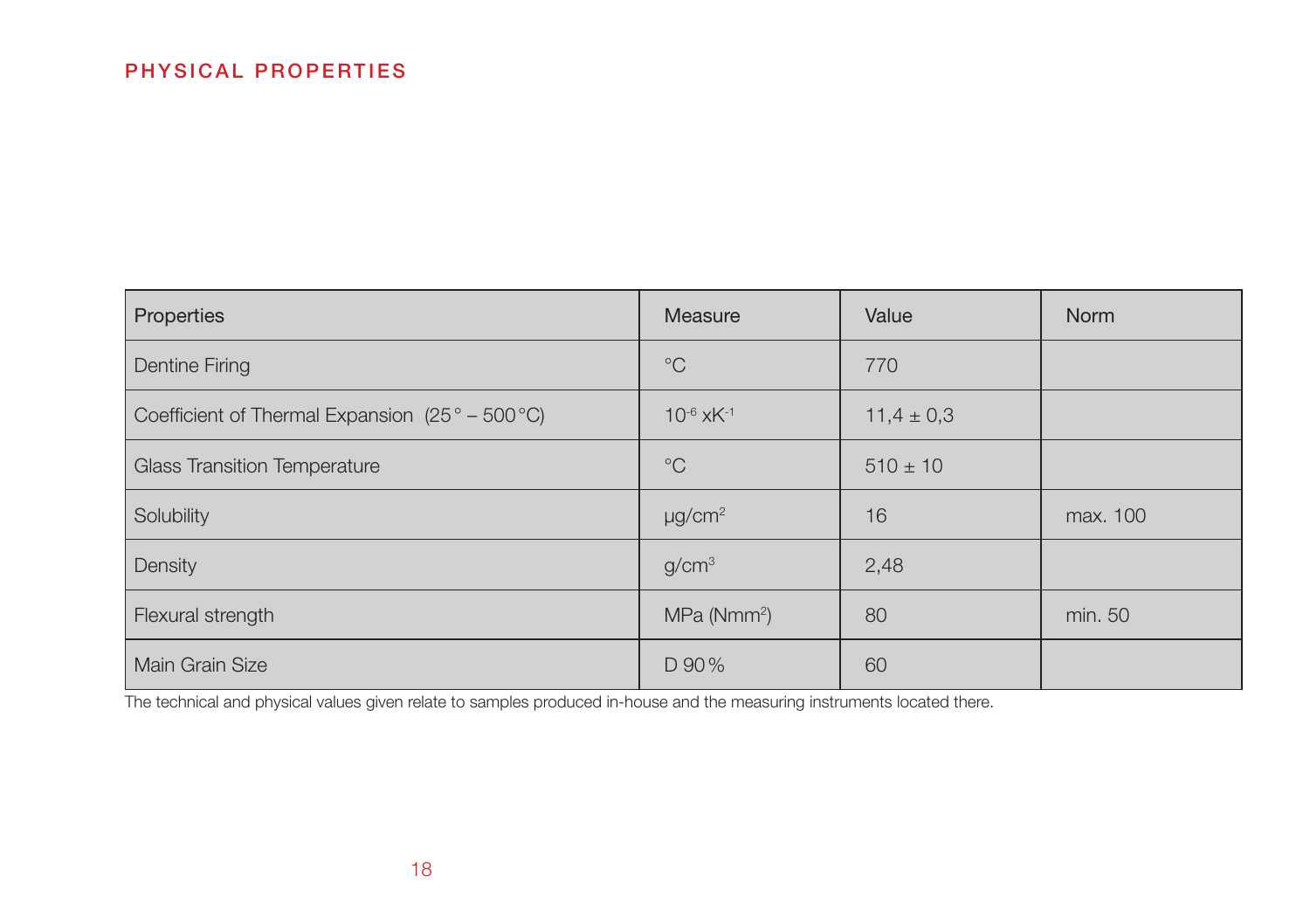## PHYSICAL PROPERTIES

| Properties | Measure | Value | Norm |
|---|---|---|---|
| Dentine Firing | °C | 770 | |
| Coefficient of Thermal Expansion (25° – 500°C) | $10^{-6}$ x$K^{-1}$ | 11,4 ± 0,3 | |
| Glass Transition Temperature | °C | 510 ± 10 | |
| Solubility | µg/$cm^2$ | 16 | max. 100 |
| Density | g/$cm^3$ | 2,48 | |
| Flexural strength | MPa (N$mm^2$) | 80 | min. 50 |
| Main Grain Size | D 90 % | 60 | |

The technical and physical values given relate to samples produced in-house and the measuring instruments located there.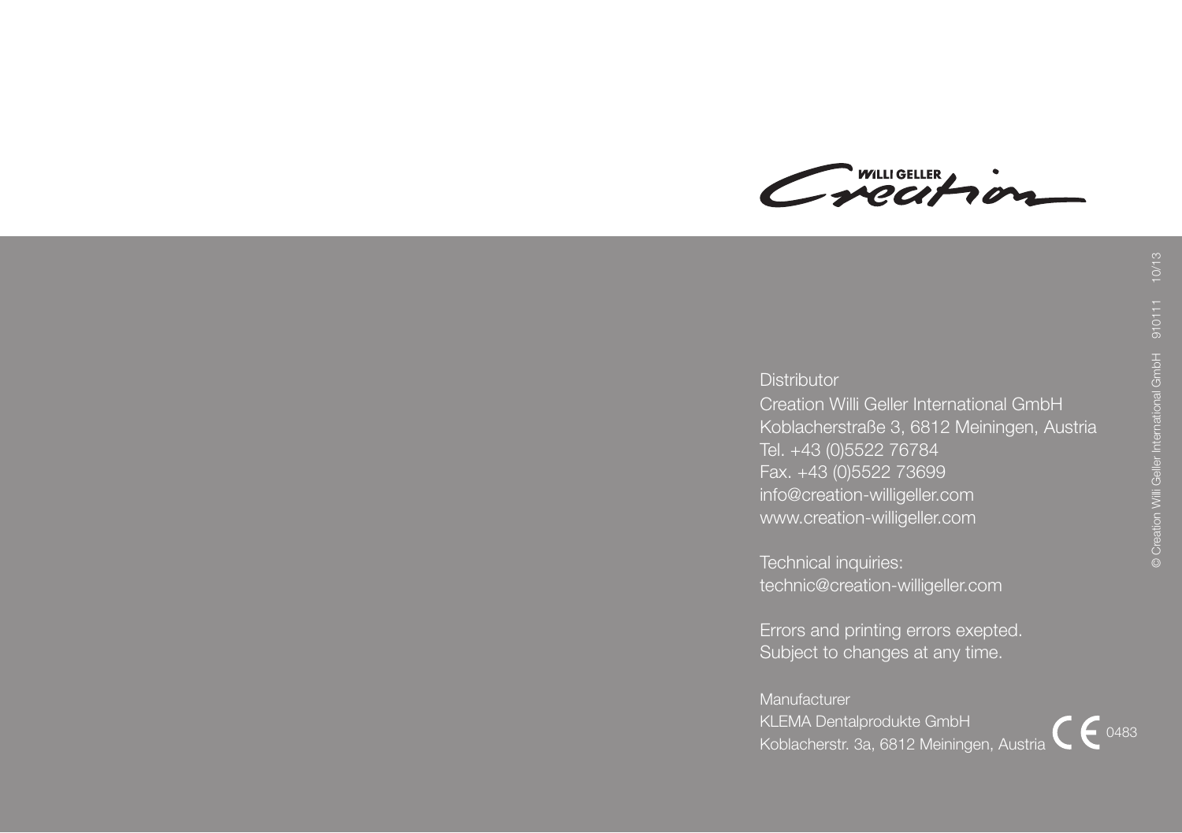Creation WILLI GELLER

Distributor
Creation Willi Geller International GmbH
Koblacherstraße 3, 6812 Meiningen, Austria
Tel. +43 (0)5522 76784
Fax. +43 (0)5522 73699
info@creation-willigeller.com
www.creation-willigeller.com

Technical inquiries:
technic@creation-willigeller.com

Errors and printing errors exepted.
Subject to changes at any time.

Manufacturer
KLEMA Dentalprodukte GmbH
Koblacherstr. 3a, 6812 Meiningen, Austria

CE 0483

© Creation Willi Geller International GmbH 910111 10/13